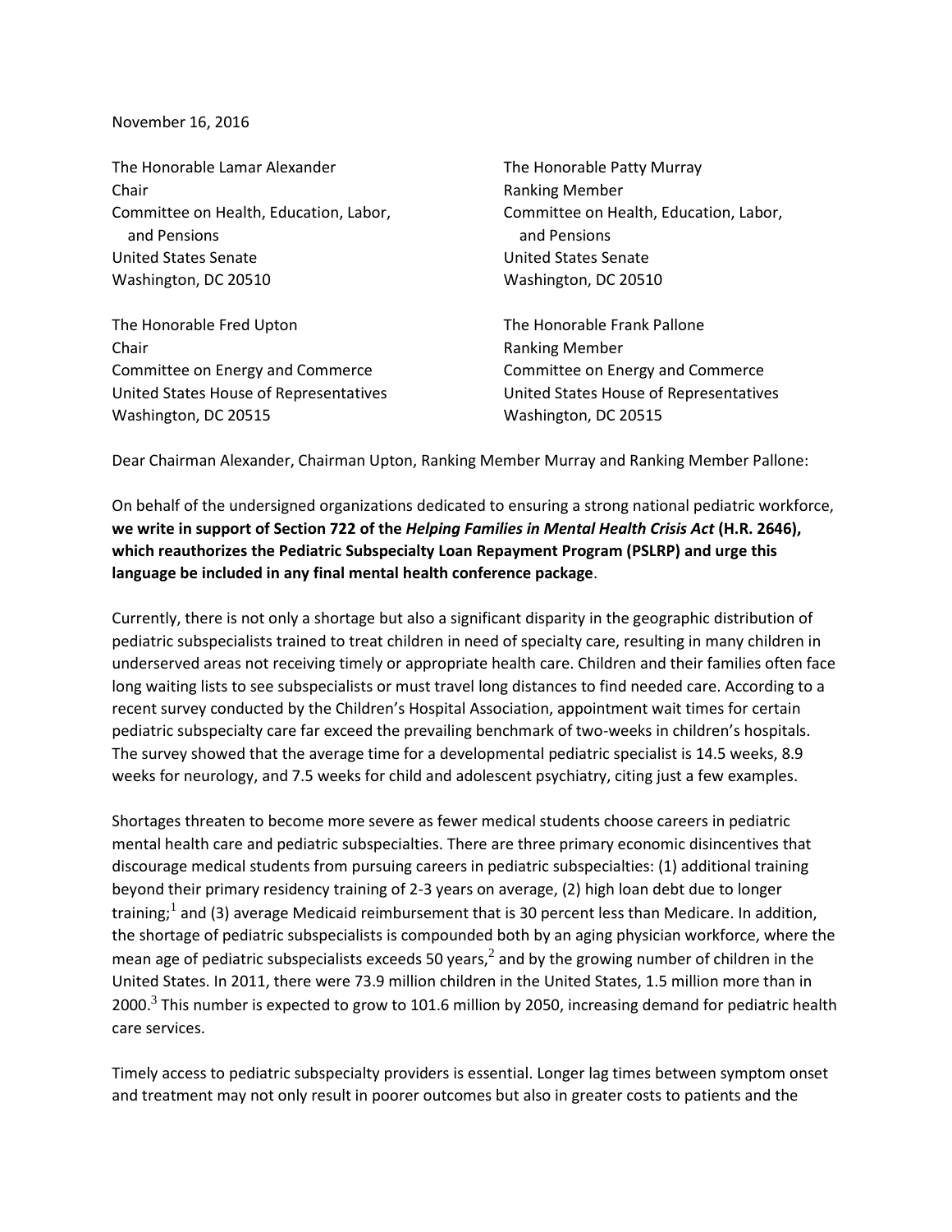November 16, 2016

The Honorable Lamar Alexander
Chair
Committee on Health, Education, Labor, and Pensions
United States Senate
Washington, DC 20510

The Honorable Patty Murray
Ranking Member
Committee on Health, Education, Labor, and Pensions
United States Senate
Washington, DC 20510

The Honorable Fred Upton
Chair
Committee on Energy and Commerce
United States House of Representatives
Washington, DC 20515

The Honorable Frank Pallone
Ranking Member
Committee on Energy and Commerce
United States House of Representatives
Washington, DC 20515

Dear Chairman Alexander, Chairman Upton, Ranking Member Murray and Ranking Member Pallone:

On behalf of the undersigned organizations dedicated to ensuring a strong national pediatric workforce, **we write in support of Section 722 of the *Helping Families in Mental Health Crisis Act* (H.R. 2646), which reauthorizes the Pediatric Subspecialty Loan Repayment Program (PSLRP) and urge this language be included in any final mental health conference package**.

Currently, there is not only a shortage but also a significant disparity in the geographic distribution of pediatric subspecialists trained to treat children in need of specialty care, resulting in many children in underserved areas not receiving timely or appropriate health care. Children and their families often face long waiting lists to see subspecialists or must travel long distances to find needed care. According to a recent survey conducted by the Children's Hospital Association, appointment wait times for certain pediatric subspecialty care far exceed the prevailing benchmark of two-weeks in children's hospitals. The survey showed that the average time for a developmental pediatric specialist is 14.5 weeks, 8.9 weeks for neurology, and 7.5 weeks for child and adolescent psychiatry, citing just a few examples.

Shortages threaten to become more severe as fewer medical students choose careers in pediatric mental health care and pediatric subspecialties. There are three primary economic disincentives that discourage medical students from pursuing careers in pediatric subspecialties: (1) additional training beyond their primary residency training of 2-3 years on average, (2) high loan debt due to longer training;[1] and (3) average Medicaid reimbursement that is 30 percent less than Medicare. In addition, the shortage of pediatric subspecialists is compounded both by an aging physician workforce, where the mean age of pediatric subspecialists exceeds 50 years,[2] and by the growing number of children in the United States. In 2011, there were 73.9 million children in the United States, 1.5 million more than in 2000.[3] This number is expected to grow to 101.6 million by 2050, increasing demand for pediatric health care services.

Timely access to pediatric subspecialty providers is essential. Longer lag times between symptom onset and treatment may not only result in poorer outcomes but also in greater costs to patients and the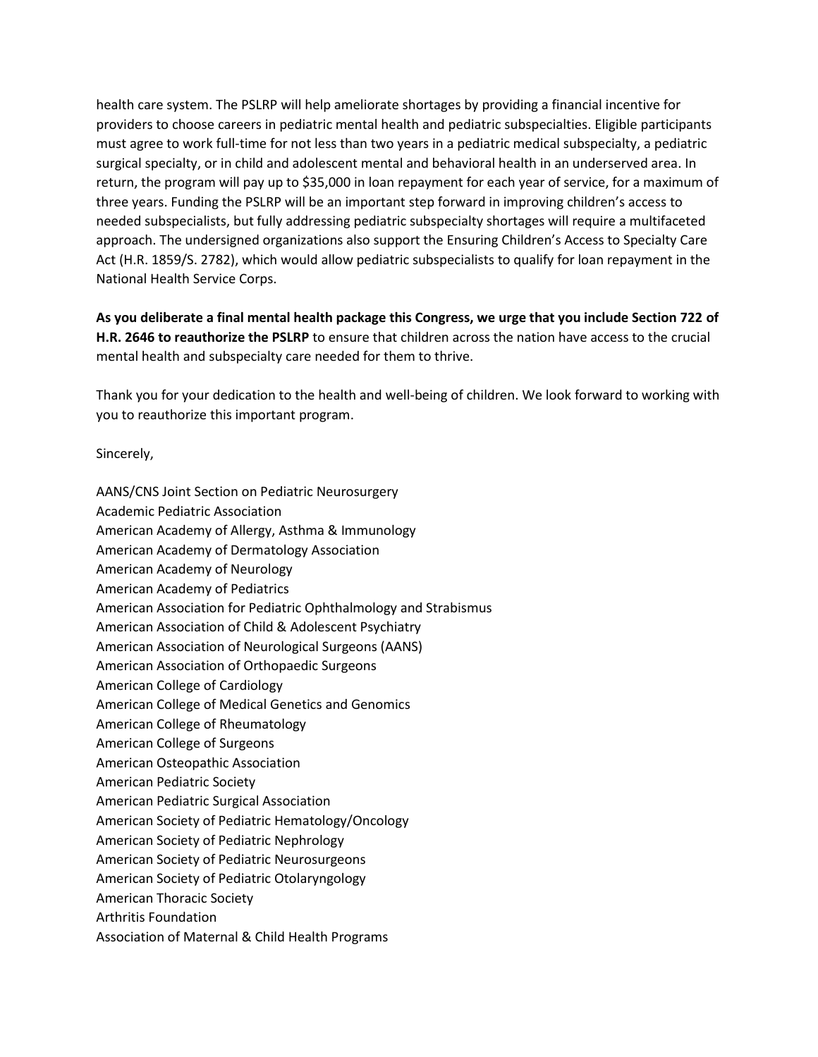health care system. The PSLRP will help ameliorate shortages by providing a financial incentive for providers to choose careers in pediatric mental health and pediatric subspecialties. Eligible participants must agree to work full-time for not less than two years in a pediatric medical subspecialty, a pediatric surgical specialty, or in child and adolescent mental and behavioral health in an underserved area. In return, the program will pay up to $35,000 in loan repayment for each year of service, for a maximum of three years. Funding the PSLRP will be an important step forward in improving children's access to needed subspecialists, but fully addressing pediatric subspecialty shortages will require a multifaceted approach. The undersigned organizations also support the Ensuring Children's Access to Specialty Care Act (H.R. 1859/S. 2782), which would allow pediatric subspecialists to qualify for loan repayment in the National Health Service Corps.

**As you deliberate a final mental health package this Congress, we urge that you include Section 722 of H.R. 2646 to reauthorize the PSLRP** to ensure that children across the nation have access to the crucial mental health and subspecialty care needed for them to thrive.

Thank you for your dedication to the health and well-being of children. We look forward to working with you to reauthorize this important program.

Sincerely,

AANS/CNS Joint Section on Pediatric Neurosurgery
Academic Pediatric Association
American Academy of Allergy, Asthma & Immunology
American Academy of Dermatology Association
American Academy of Neurology
American Academy of Pediatrics
American Association for Pediatric Ophthalmology and Strabismus
American Association of Child & Adolescent Psychiatry
American Association of Neurological Surgeons (AANS)
American Association of Orthopaedic Surgeons
American College of Cardiology
American College of Medical Genetics and Genomics
American College of Rheumatology
American College of Surgeons
American Osteopathic Association
American Pediatric Society
American Pediatric Surgical Association
American Society of Pediatric Hematology/Oncology
American Society of Pediatric Nephrology
American Society of Pediatric Neurosurgeons
American Society of Pediatric Otolaryngology
American Thoracic Society
Arthritis Foundation
Association of Maternal & Child Health Programs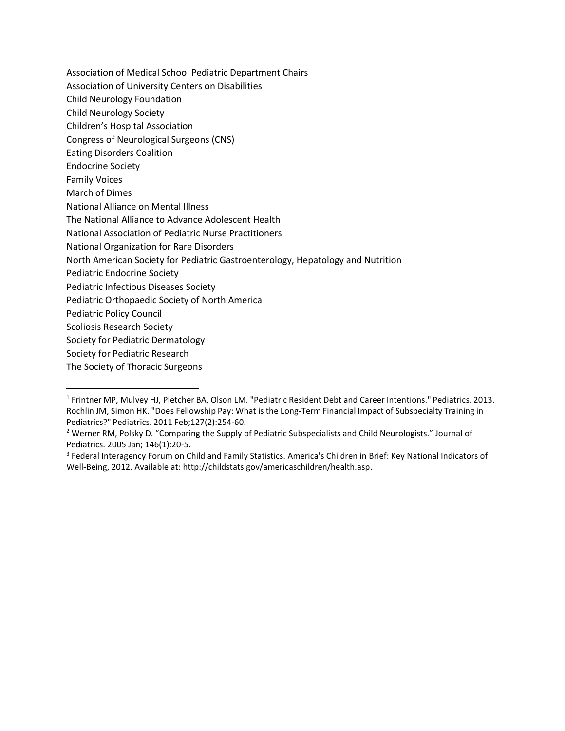Association of Medical School Pediatric Department Chairs
Association of University Centers on Disabilities
Child Neurology Foundation
Child Neurology Society
Children's Hospital Association
Congress of Neurological Surgeons (CNS)
Eating Disorders Coalition
Endocrine Society
Family Voices
March of Dimes
National Alliance on Mental Illness
The National Alliance to Advance Adolescent Health
National Association of Pediatric Nurse Practitioners
National Organization for Rare Disorders
North American Society for Pediatric Gastroenterology, Hepatology and Nutrition
Pediatric Endocrine Society
Pediatric Infectious Diseases Society
Pediatric Orthopaedic Society of North America
Pediatric Policy Council
Scoliosis Research Society
Society for Pediatric Dermatology
Society for Pediatric Research
The Society of Thoracic Surgeons

---

[1] Frintner MP, Mulvey HJ, Pletcher BA, Olson LM. "Pediatric Resident Debt and Career Intentions." Pediatrics. 2013. Rochlin JM, Simon HK. "Does Fellowship Pay: What is the Long-Term Financial Impact of Subspecialty Training in Pediatrics?" Pediatrics. 2011 Feb;127(2):254-60.

[2] Werner RM, Polsky D. "Comparing the Supply of Pediatric Subspecialists and Child Neurologists." Journal of Pediatrics. 2005 Jan; 146(1):20-5.

[3] Federal Interagency Forum on Child and Family Statistics. America's Children in Brief: Key National Indicators of Well-Being, 2012. Available at: http://childstats.gov/americaschildren/health.asp.